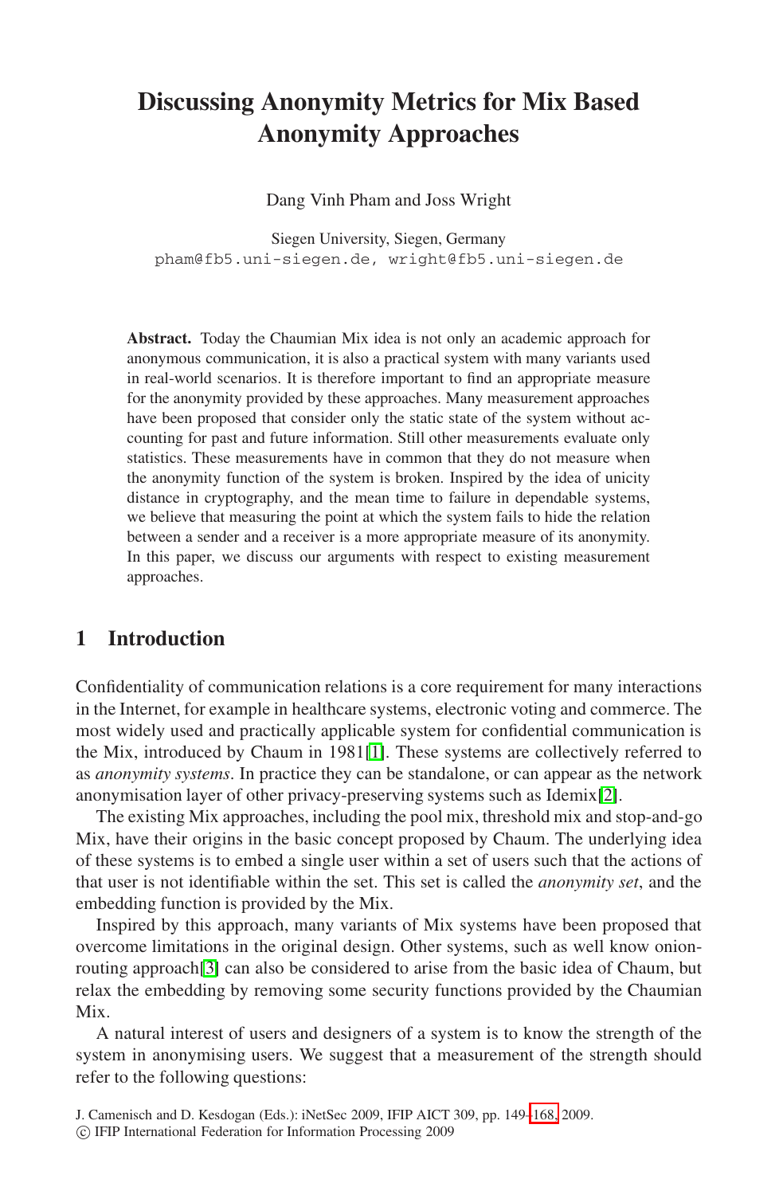# Discussing Anonymity Metrics for Mix Based Anonymity Approaches

Dang Vinh Pham and Joss Wright

Siegen University, Siegen, Germany
pham@fb5.uni-siegen.de, wright@fb5.uni-siegen.de

**Abstract.** Today the Chaumian Mix idea is not only an academic approach for anonymous communication, it is also a practical system with many variants used in real-world scenarios. It is therefore important to find an appropriate measure for the anonymity provided by these approaches. Many measurement approaches have been proposed that consider only the static state of the system without accounting for past and future information. Still other measurements evaluate only statistics. These measurements have in common that they do not measure when the anonymity function of the system is broken. Inspired by the idea of unicity distance in cryptography, and the mean time to failure in dependable systems, we believe that measuring the point at which the system fails to hide the relation between a sender and a receiver is a more appropriate measure of its anonymity. In this paper, we discuss our arguments with respect to existing measurement approaches.

## 1 Introduction

Confidentiality of communication relations is a core requirement for many interactions in the Internet, for example in healthcare systems, electronic voting and commerce. The most widely used and practically applicable system for confidential communication is the Mix, introduced by Chaum in 1981[1]. These systems are collectively referred to as *anonymity systems*. In practice they can be standalone, or can appear as the network anonymisation layer of other privacy-preserving systems such as Idemix[2].

The existing Mix approaches, including the pool mix, threshold mix and stop-and-go Mix, have their origins in the basic concept proposed by Chaum. The underlying idea of these systems is to embed a single user within a set of users such that the actions of that user is not identifiable within the set. This set is called the *anonymity set*, and the embedding function is provided by the Mix.

Inspired by this approach, many variants of Mix systems have been proposed that overcome limitations in the original design. Other systems, such as well know onion-routing approach[3] can also be considered to arise from the basic idea of Chaum, but relax the embedding by removing some security functions provided by the Chaumian Mix.

A natural interest of users and designers of a system is to know the strength of the system in anonymising users. We suggest that a measurement of the strength should refer to the following questions: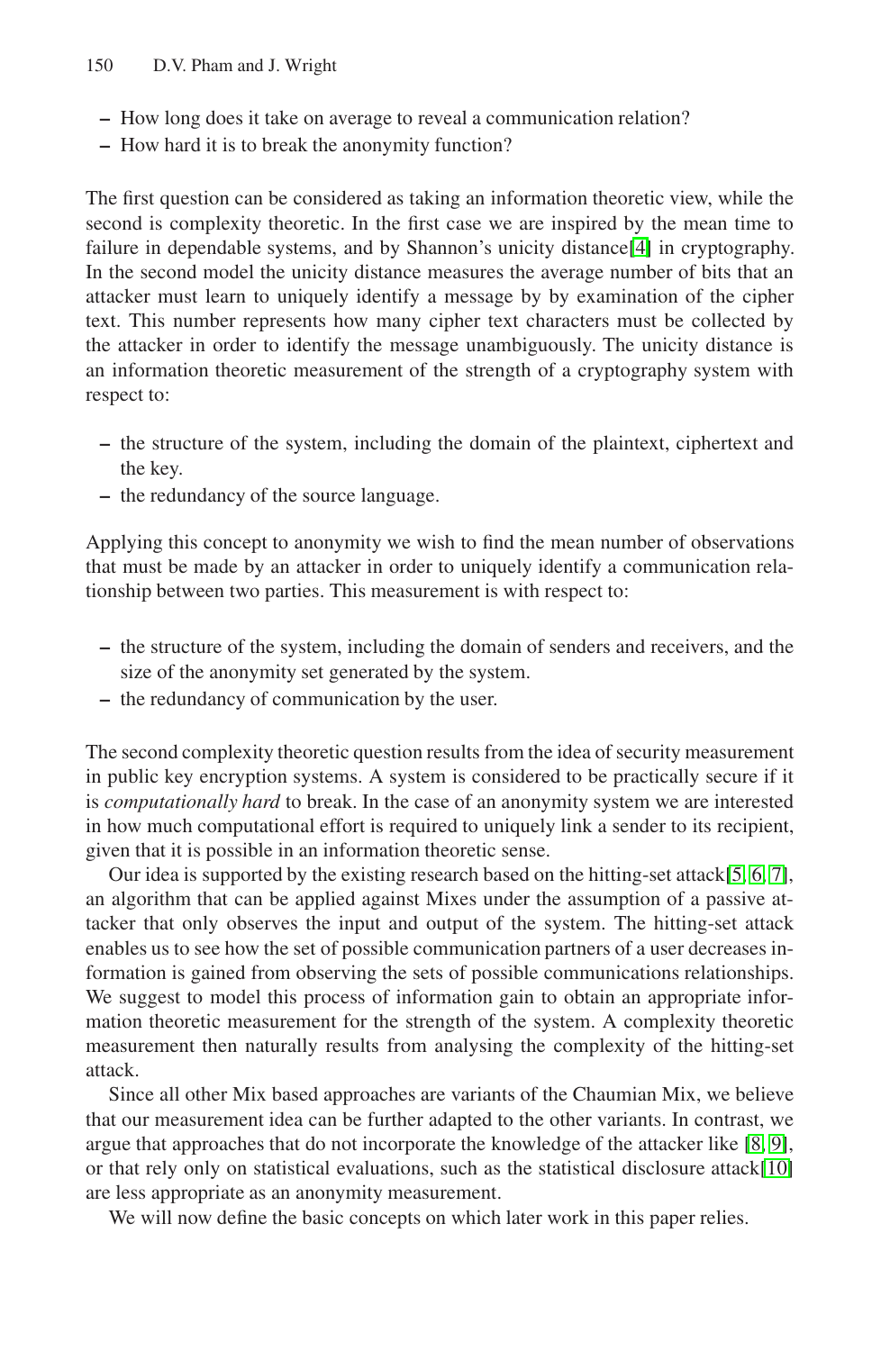– How long does it take on average to reveal a communication relation?
– How hard it is to break the anonymity function?

The first question can be considered as taking an information theoretic view, while the second is complexity theoretic. In the first case we are inspired by the mean time to failure in dependable systems, and by Shannon's unicity distance[4] in cryptography. In the second model the unicity distance measures the average number of bits that an attacker must learn to uniquely identify a message by by examination of the cipher text. This number represents how many cipher text characters must be collected by the attacker in order to identify the message unambiguously. The unicity distance is an information theoretic measurement of the strength of a cryptography system with respect to:

– the structure of the system, including the domain of the plaintext, ciphertext and the key.
– the redundancy of the source language.

Applying this concept to anonymity we wish to find the mean number of observations that must be made by an attacker in order to uniquely identify a communication relationship between two parties. This measurement is with respect to:

– the structure of the system, including the domain of senders and receivers, and the size of the anonymity set generated by the system.
– the redundancy of communication by the user.

The second complexity theoretic question results from the idea of security measurement in public key encryption systems. A system is considered to be practically secure if it is *computationally hard* to break. In the case of an anonymity system we are interested in how much computational effort is required to uniquely link a sender to its recipient, given that it is possible in an information theoretic sense.

Our idea is supported by the existing research based on the hitting-set attack[5, 6, 7], an algorithm that can be applied against Mixes under the assumption of a passive attacker that only observes the input and output of the system. The hitting-set attack enables us to see how the set of possible communication partners of a user decreases information is gained from observing the sets of possible communications relationships. We suggest to model this process of information gain to obtain an appropriate information theoretic measurement for the strength of the system. A complexity theoretic measurement then naturally results from analysing the complexity of the hitting-set attack.

Since all other Mix based approaches are variants of the Chaumian Mix, we believe that our measurement idea can be further adapted to the other variants. In contrast, we argue that approaches that do not incorporate the knowledge of the attacker like [8, 9], or that rely only on statistical evaluations, such as the statistical disclosure attack[10] are less appropriate as an anonymity measurement.

We will now define the basic concepts on which later work in this paper relies.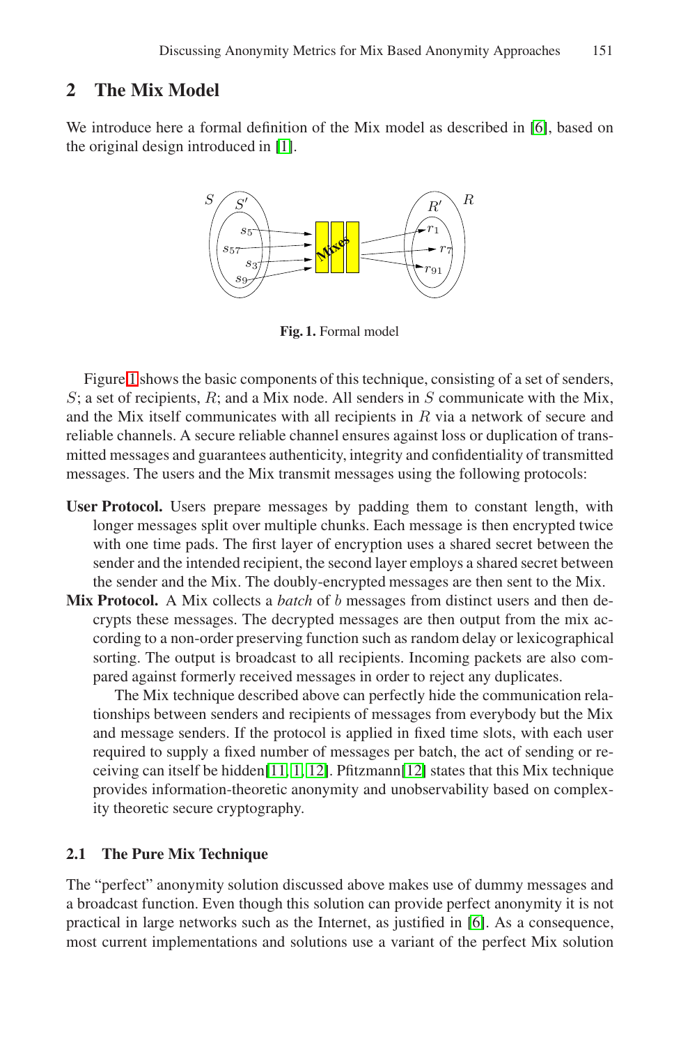## 2 The Mix Model

We introduce here a formal definition of the Mix model as described in [6], based on the original design introduced in [1].

$S$ $S'$ $s_5$ $s_{57}$ $s_3$ $s_9$ Mixes $R'$ $R$ $r_1$ $r_7$ $r_{91}$

**Fig. 1.** Formal model

Figure 1 shows the basic components of this technique, consisting of a set of senders, $S$; a set of recipients, $R$; and a Mix node. All senders in $S$ communicate with the Mix, and the Mix itself communicates with all recipients in $R$ via a network of secure and reliable channels. A secure reliable channel ensures against loss or duplication of transmitted messages and guarantees authenticity, integrity and confidentiality of transmitted messages. The users and the Mix transmit messages using the following protocols:

**User Protocol.** Users prepare messages by padding them to constant length, with longer messages split over multiple chunks. Each message is then encrypted twice with one time pads. The first layer of encryption uses a shared secret between the sender and the intended recipient, the second layer employs a shared secret between the sender and the Mix. The doubly-encrypted messages are then sent to the Mix.

**Mix Protocol.** A Mix collects a *batch* of $b$ messages from distinct users and then decrypts these messages. The decrypted messages are then output from the mix according to a non-order preserving function such as random delay or lexicographical sorting. The output is broadcast to all recipients. Incoming packets are also compared against formerly received messages in order to reject any duplicates.

The Mix technique described above can perfectly hide the communication relationships between senders and recipients of messages from everybody but the Mix and message senders. If the protocol is applied in fixed time slots, with each user required to supply a fixed number of messages per batch, the act of sending or receiving can itself be hidden[11, 1, 12]. Pfitzmann[12] states that this Mix technique provides information-theoretic anonymity and unobservability based on complexity theoretic secure cryptography.

### 2.1 The Pure Mix Technique

The "perfect" anonymity solution discussed above makes use of dummy messages and a broadcast function. Even though this solution can provide perfect anonymity it is not practical in large networks such as the Internet, as justified in [6]. As a consequence, most current implementations and solutions use a variant of the perfect Mix solution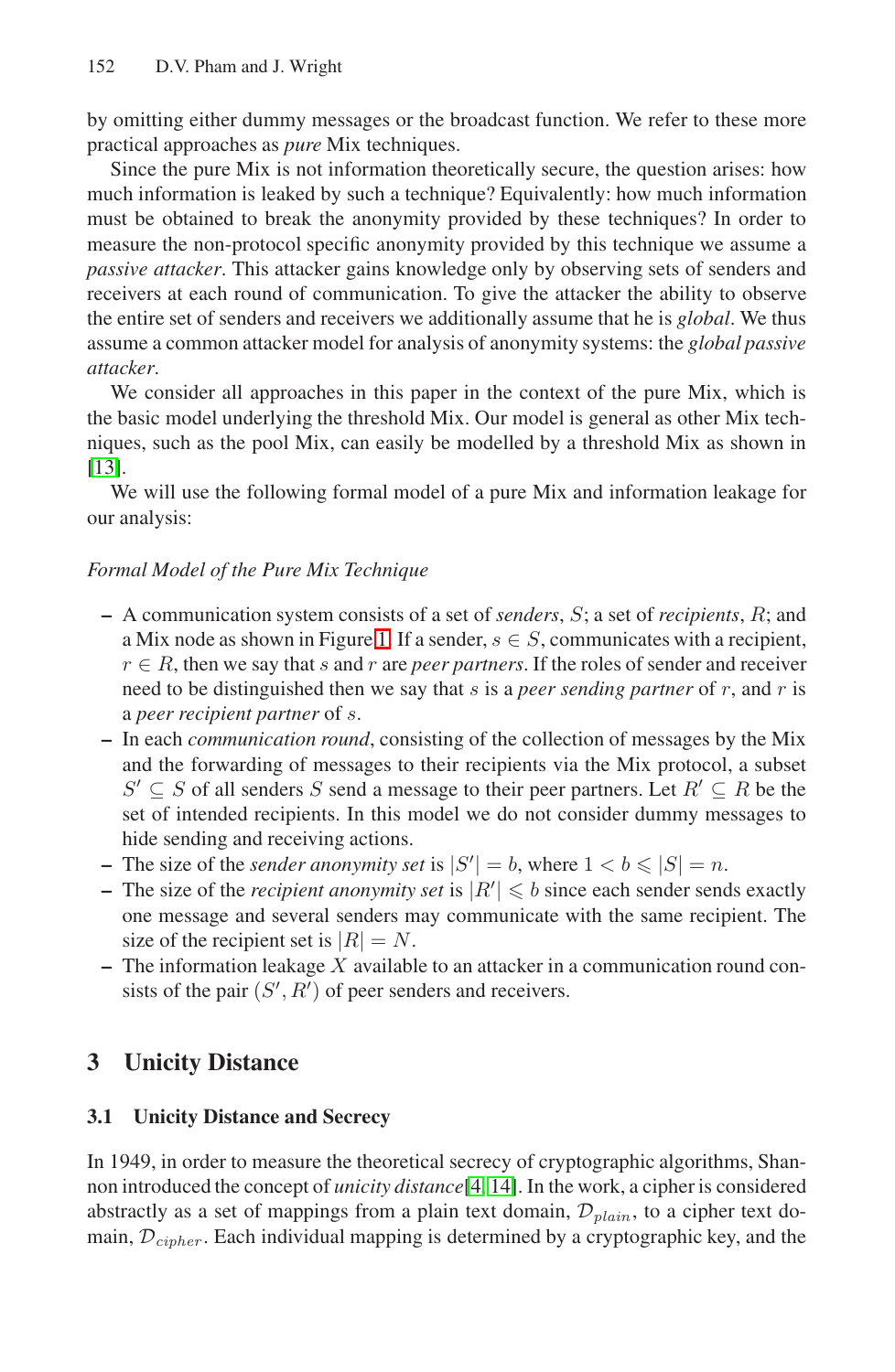by omitting either dummy messages or the broadcast function. We refer to these more practical approaches as *pure* Mix techniques.

Since the pure Mix is not information theoretically secure, the question arises: how much information is leaked by such a technique? Equivalently: how much information must be obtained to break the anonymity provided by these techniques? In order to measure the non-protocol specific anonymity provided by this technique we assume a *passive attacker*. This attacker gains knowledge only by observing sets of senders and receivers at each round of communication. To give the attacker the ability to observe the entire set of senders and receivers we additionally assume that he is *global*. We thus assume a common attacker model for analysis of anonymity systems: the *global passive attacker*.

We consider all approaches in this paper in the context of the pure Mix, which is the basic model underlying the threshold Mix. Our model is general as other Mix techniques, such as the pool Mix, can easily be modelled by a threshold Mix as shown in [13].

We will use the following formal model of a pure Mix and information leakage for our analysis:

*Formal Model of the Pure Mix Technique*

- A communication system consists of a set of *senders*, $S$; a set of *recipients*, $R$; and a Mix node as shown in Figure 1. If a sender, $s \in S$, communicates with a recipient, $r \in R$, then we say that $s$ and $r$ are *peer partners*. If the roles of sender and receiver need to be distinguished then we say that $s$ is a *peer sending partner* of $r$, and $r$ is a *peer recipient partner* of $s$.
- In each *communication round*, consisting of the collection of messages by the Mix and the forwarding of messages to their recipients via the Mix protocol, a subset $S' \subseteq S$ of all senders $S$ send a message to their peer partners. Let $R' \subseteq R$ be the set of intended recipients. In this model we do not consider dummy messages to hide sending and receiving actions.
- The size of the *sender anonymity set* is $|S'| = b$, where $1 < b \leqslant |S| = n$.
- The size of the *recipient anonymity set* is $|R'| \leqslant b$ since each sender sends exactly one message and several senders may communicate with the same recipient. The size of the recipient set is $|R| = N$.
- The information leakage $X$ available to an attacker in a communication round consists of the pair $(S', R')$ of peer senders and receivers.

## 3 Unicity Distance

### 3.1 Unicity Distance and Secrecy

In 1949, in order to measure the theoretical secrecy of cryptographic algorithms, Shannon introduced the concept of *unicity distance*[4, 14]. In the work, a cipher is considered abstractly as a set of mappings from a plain text domain, $\mathcal{D}_{plain}$, to a cipher text domain, $\mathcal{D}_{cipher}$. Each individual mapping is determined by a cryptographic key, and the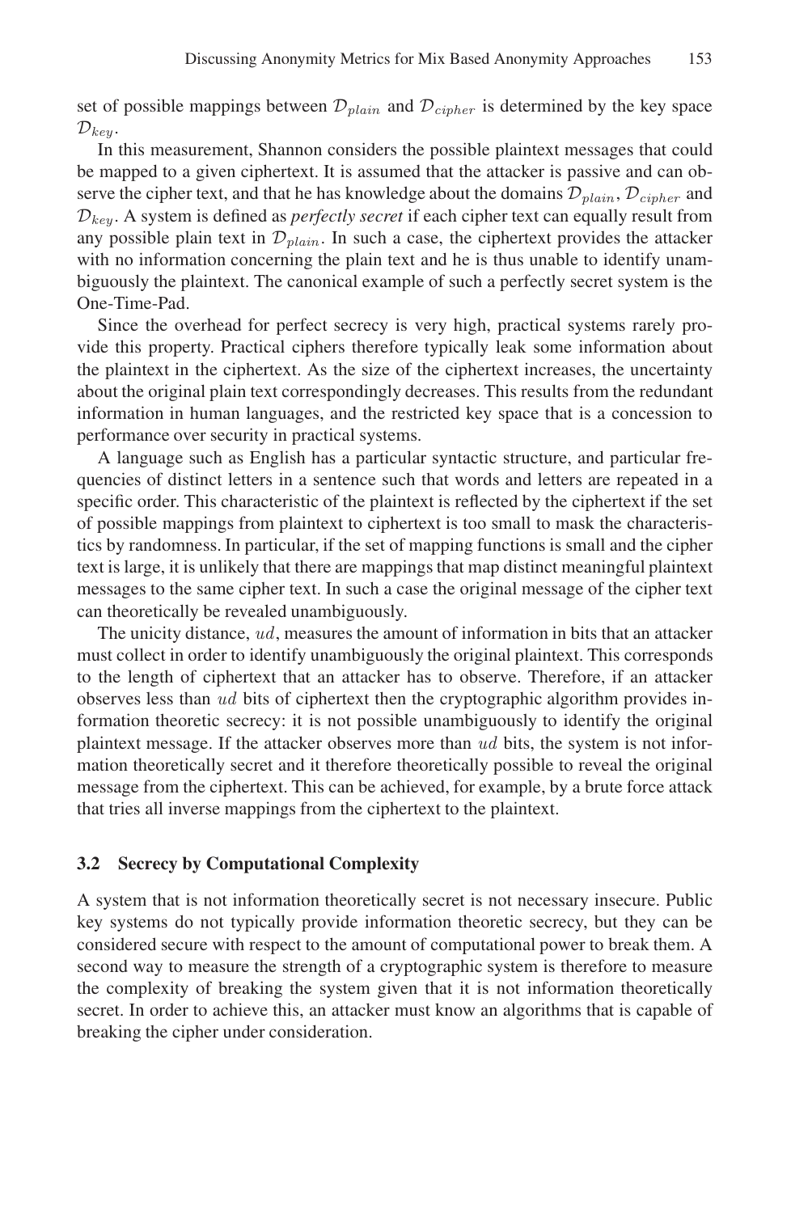set of possible mappings between $\mathcal{D}_{plain}$ and $\mathcal{D}_{cipher}$ is determined by the key space $\mathcal{D}_{key}$.

In this measurement, Shannon considers the possible plaintext messages that could be mapped to a given ciphertext. It is assumed that the attacker is passive and can observe the cipher text, and that he has knowledge about the domains $\mathcal{D}_{plain}$, $\mathcal{D}_{cipher}$ and $\mathcal{D}_{key}$. A system is defined as *perfectly secret* if each cipher text can equally result from any possible plain text in $\mathcal{D}_{plain}$. In such a case, the ciphertext provides the attacker with no information concerning the plain text and he is thus unable to identify unambiguously the plaintext. The canonical example of such a perfectly secret system is the One-Time-Pad.

Since the overhead for perfect secrecy is very high, practical systems rarely provide this property. Practical ciphers therefore typically leak some information about the plaintext in the ciphertext. As the size of the ciphertext increases, the uncertainty about the original plain text correspondingly decreases. This results from the redundant information in human languages, and the restricted key space that is a concession to performance over security in practical systems.

A language such as English has a particular syntactic structure, and particular frequencies of distinct letters in a sentence such that words and letters are repeated in a specific order. This characteristic of the plaintext is reflected by the ciphertext if the set of possible mappings from plaintext to ciphertext is too small to mask the characteristics by randomness. In particular, if the set of mapping functions is small and the cipher text is large, it is unlikely that there are mappings that map distinct meaningful plaintext messages to the same cipher text. In such a case the original message of the cipher text can theoretically be revealed unambiguously.

The unicity distance, $ud$, measures the amount of information in bits that an attacker must collect in order to identify unambiguously the original plaintext. This corresponds to the length of ciphertext that an attacker has to observe. Therefore, if an attacker observes less than $ud$ bits of ciphertext then the cryptographic algorithm provides information theoretic secrecy: it is not possible unambiguously to identify the original plaintext message. If the attacker observes more than $ud$ bits, the system is not information theoretically secret and it therefore theoretically possible to reveal the original message from the ciphertext. This can be achieved, for example, by a brute force attack that tries all inverse mappings from the ciphertext to the plaintext.

### 3.2 Secrecy by Computational Complexity

A system that is not information theoretically secret is not necessary insecure. Public key systems do not typically provide information theoretic secrecy, but they can be considered secure with respect to the amount of computational power to break them. A second way to measure the strength of a cryptographic system is therefore to measure the complexity of breaking the system given that it is not information theoretically secret. In order to achieve this, an attacker must know an algorithms that is capable of breaking the cipher under consideration.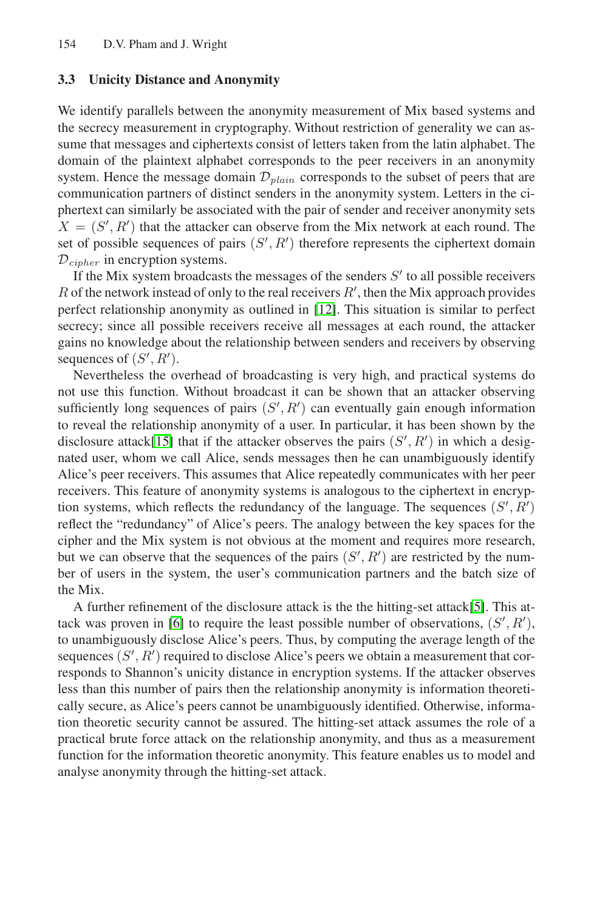### 3.3 Unicity Distance and Anonymity

We identify parallels between the anonymity measurement of Mix based systems and the secrecy measurement in cryptography. Without restriction of generality we can assume that messages and ciphertexts consist of letters taken from the latin alphabet. The domain of the plaintext alphabet corresponds to the peer receivers in an anonymity system. Hence the message domain $\mathcal{D}_{plain}$ corresponds to the subset of peers that are communication partners of distinct senders in the anonymity system. Letters in the ciphertext can similarly be associated with the pair of sender and receiver anonymity sets $X = (S', R')$ that the attacker can observe from the Mix network at each round. The set of possible sequences of pairs $(S', R')$ therefore represents the ciphertext domain $\mathcal{D}_{cipher}$ in encryption systems.

If the Mix system broadcasts the messages of the senders $S'$ to all possible receivers $R$ of the network instead of only to the real receivers $R'$, then the Mix approach provides perfect relationship anonymity as outlined in [12]. This situation is similar to perfect secrecy; since all possible receivers receive all messages at each round, the attacker gains no knowledge about the relationship between senders and receivers by observing sequences of $(S', R')$.

Nevertheless the overhead of broadcasting is very high, and practical systems do not use this function. Without broadcast it can be shown that an attacker observing sufficiently long sequences of pairs $(S', R')$ can eventually gain enough information to reveal the relationship anonymity of a user. In particular, it has been shown by the disclosure attack[15] that if the attacker observes the pairs $(S', R')$ in which a designated user, whom we call Alice, sends messages then he can unambiguously identify Alice's peer receivers. This assumes that Alice repeatedly communicates with her peer receivers. This feature of anonymity systems is analogous to the ciphertext in encryption systems, which reflects the redundancy of the language. The sequences $(S', R')$ reflect the "redundancy" of Alice's peers. The analogy between the key spaces for the cipher and the Mix system is not obvious at the moment and requires more research, but we can observe that the sequences of the pairs $(S', R')$ are restricted by the number of users in the system, the user's communication partners and the batch size of the Mix.

A further refinement of the disclosure attack is the the hitting-set attack[5]. This attack was proven in [6] to require the least possible number of observations, $(S', R')$, to unambiguously disclose Alice's peers. Thus, by computing the average length of the sequences $(S', R')$ required to disclose Alice's peers we obtain a measurement that corresponds to Shannon's unicity distance in encryption systems. If the attacker observes less than this number of pairs then the relationship anonymity is information theoretically secure, as Alice's peers cannot be unambiguously identified. Otherwise, information theoretic security cannot be assured. The hitting-set attack assumes the role of a practical brute force attack on the relationship anonymity, and thus as a measurement function for the information theoretic anonymity. This feature enables us to model and analyse anonymity through the hitting-set attack.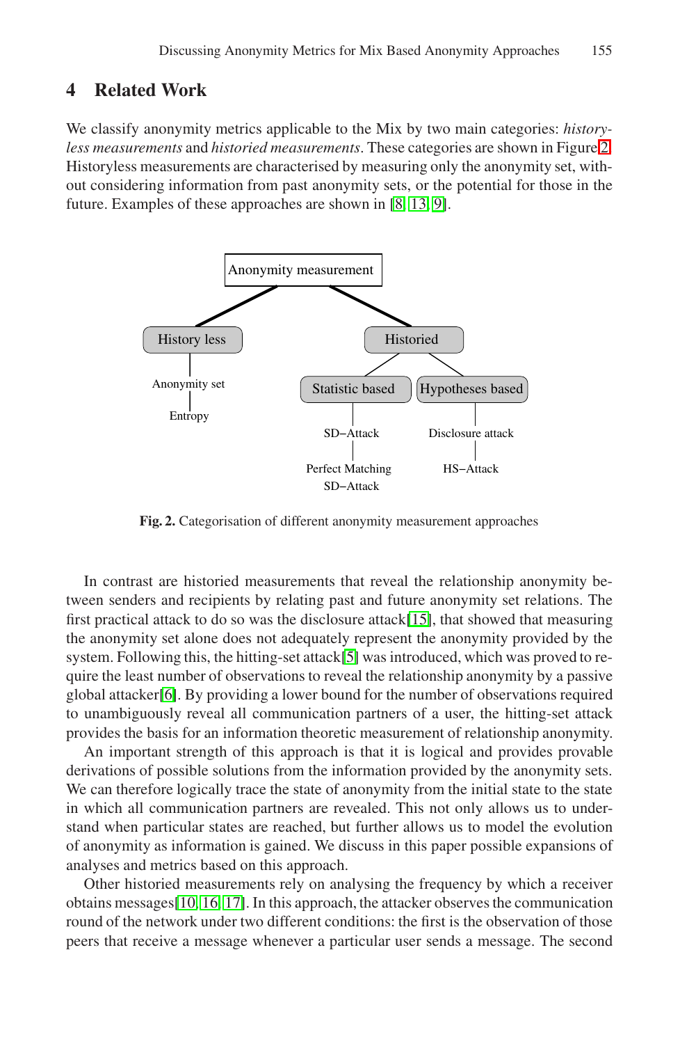## 4 Related Work

We classify anonymity metrics applicable to the Mix by two main categories: *historyless measurements* and *historied measurements*. These categories are shown in Figure 2. Historyless measurements are characterised by measuring only the anonymity set, without considering information from past anonymity sets, or the potential for those in the future. Examples of these approaches are shown in [8, 13, 9].

Anonymity measurement

History less

Anonymity set

Entropy

Historied

Statistic based

SD–Attack

Perfect Matching SD–Attack

Hypotheses based

Disclosure attack

HS–Attack

**Fig. 2.** Categorisation of different anonymity measurement approaches

In contrast are historied measurements that reveal the relationship anonymity between senders and recipients by relating past and future anonymity set relations. The first practical attack to do so was the disclosure attack[15], that showed that measuring the anonymity set alone does not adequately represent the anonymity provided by the system. Following this, the hitting-set attack[5] was introduced, which was proved to require the least number of observations to reveal the relationship anonymity by a passive global attacker[6]. By providing a lower bound for the number of observations required to unambiguously reveal all communication partners of a user, the hitting-set attack provides the basis for an information theoretic measurement of relationship anonymity.

An important strength of this approach is that it is logical and provides provable derivations of possible solutions from the information provided by the anonymity sets. We can therefore logically trace the state of anonymity from the initial state to the state in which all communication partners are revealed. This not only allows us to understand when particular states are reached, but further allows us to model the evolution of anonymity as information is gained. We discuss in this paper possible expansions of analyses and metrics based on this approach.

Other historied measurements rely on analysing the frequency by which a receiver obtains messages[10, 16, 17]. In this approach, the attacker observes the communication round of the network under two different conditions: the first is the observation of those peers that receive a message whenever a particular user sends a message. The second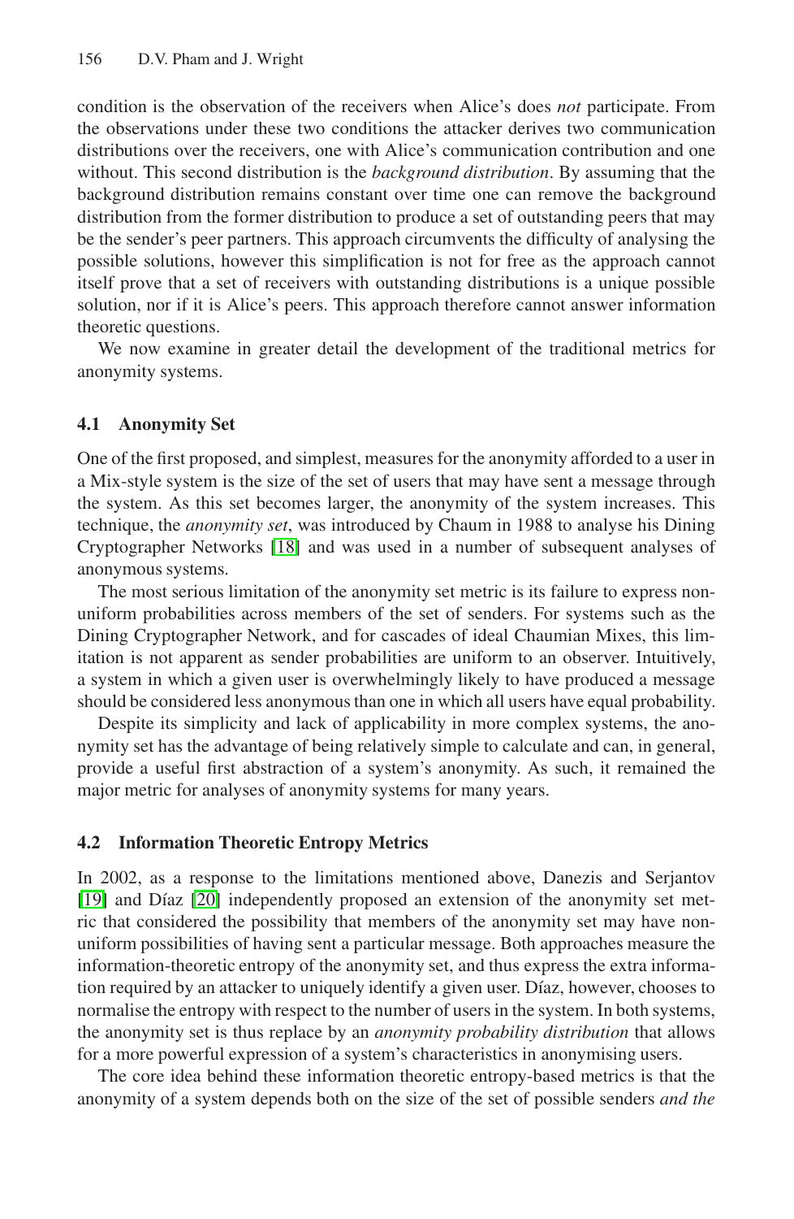condition is the observation of the receivers when Alice's does *not* participate. From the observations under these two conditions the attacker derives two communication distributions over the receivers, one with Alice's communication contribution and one without. This second distribution is the *background distribution*. By assuming that the background distribution remains constant over time one can remove the background distribution from the former distribution to produce a set of outstanding peers that may be the sender's peer partners. This approach circumvents the difficulty of analysing the possible solutions, however this simplification is not for free as the approach cannot itself prove that a set of receivers with outstanding distributions is a unique possible solution, nor if it is Alice's peers. This approach therefore cannot answer information theoretic questions.

We now examine in greater detail the development of the traditional metrics for anonymity systems.

### 4.1 Anonymity Set

One of the first proposed, and simplest, measures for the anonymity afforded to a user in a Mix-style system is the size of the set of users that may have sent a message through the system. As this set becomes larger, the anonymity of the system increases. This technique, the *anonymity set*, was introduced by Chaum in 1988 to analyse his Dining Cryptographer Networks [18] and was used in a number of subsequent analyses of anonymous systems.

The most serious limitation of the anonymity set metric is its failure to express non-uniform probabilities across members of the set of senders. For systems such as the Dining Cryptographer Network, and for cascades of ideal Chaumian Mixes, this limitation is not apparent as sender probabilities are uniform to an observer. Intuitively, a system in which a given user is overwhelmingly likely to have produced a message should be considered less anonymous than one in which all users have equal probability.

Despite its simplicity and lack of applicability in more complex systems, the anonymity set has the advantage of being relatively simple to calculate and can, in general, provide a useful first abstraction of a system's anonymity. As such, it remained the major metric for analyses of anonymity systems for many years.

### 4.2 Information Theoretic Entropy Metrics

In 2002, as a response to the limitations mentioned above, Danezis and Serjantov [19] and Díaz [20] independently proposed an extension of the anonymity set metric that considered the possibility that members of the anonymity set may have non-uniform possibilities of having sent a particular message. Both approaches measure the information-theoretic entropy of the anonymity set, and thus express the extra information required by an attacker to uniquely identify a given user. Díaz, however, chooses to normalise the entropy with respect to the number of users in the system. In both systems, the anonymity set is thus replace by an *anonymity probability distribution* that allows for a more powerful expression of a system's characteristics in anonymising users.

The core idea behind these information theoretic entropy-based metrics is that the anonymity of a system depends both on the size of the set of possible senders *and the*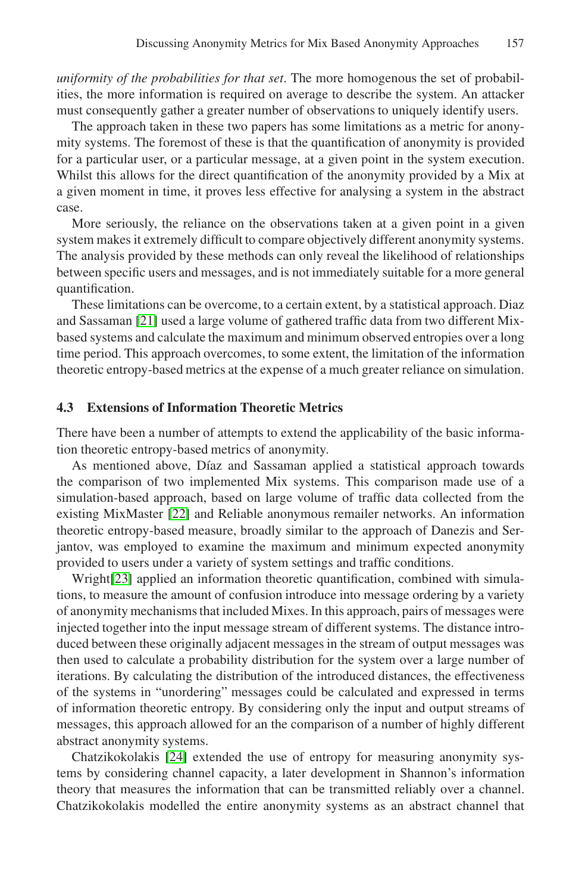*uniformity of the probabilities for that set*. The more homogenous the set of probabilities, the more information is required on average to describe the system. An attacker must consequently gather a greater number of observations to uniquely identify users.

The approach taken in these two papers has some limitations as a metric for anonymity systems. The foremost of these is that the quantification of anonymity is provided for a particular user, or a particular message, at a given point in the system execution. Whilst this allows for the direct quantification of the anonymity provided by a Mix at a given moment in time, it proves less effective for analysing a system in the abstract case.

More seriously, the reliance on the observations taken at a given point in a given system makes it extremely difficult to compare objectively different anonymity systems. The analysis provided by these methods can only reveal the likelihood of relationships between specific users and messages, and is not immediately suitable for a more general quantification.

These limitations can be overcome, to a certain extent, by a statistical approach. Diaz and Sassaman [21] used a large volume of gathered traffic data from two different Mix-based systems and calculate the maximum and minimum observed entropies over a long time period. This approach overcomes, to some extent, the limitation of the information theoretic entropy-based metrics at the expense of a much greater reliance on simulation.

### 4.3 Extensions of Information Theoretic Metrics

There have been a number of attempts to extend the applicability of the basic information theoretic entropy-based metrics of anonymity.

As mentioned above, Díaz and Sassaman applied a statistical approach towards the comparison of two implemented Mix systems. This comparison made use of a simulation-based approach, based on large volume of traffic data collected from the existing MixMaster [22] and Reliable anonymous remailer networks. An information theoretic entropy-based measure, broadly similar to the approach of Danezis and Serjantov, was employed to examine the maximum and minimum expected anonymity provided to users under a variety of system settings and traffic conditions.

Wright[23] applied an information theoretic quantification, combined with simulations, to measure the amount of confusion introduce into message ordering by a variety of anonymity mechanisms that included Mixes. In this approach, pairs of messages were injected together into the input message stream of different systems. The distance introduced between these originally adjacent messages in the stream of output messages was then used to calculate a probability distribution for the system over a large number of iterations. By calculating the distribution of the introduced distances, the effectiveness of the systems in "unordering" messages could be calculated and expressed in terms of information theoretic entropy. By considering only the input and output streams of messages, this approach allowed for an the comparison of a number of highly different abstract anonymity systems.

Chatzikokolakis [24] extended the use of entropy for measuring anonymity systems by considering channel capacity, a later development in Shannon's information theory that measures the information that can be transmitted reliably over a channel. Chatzikokolakis modelled the entire anonymity systems as an abstract channel that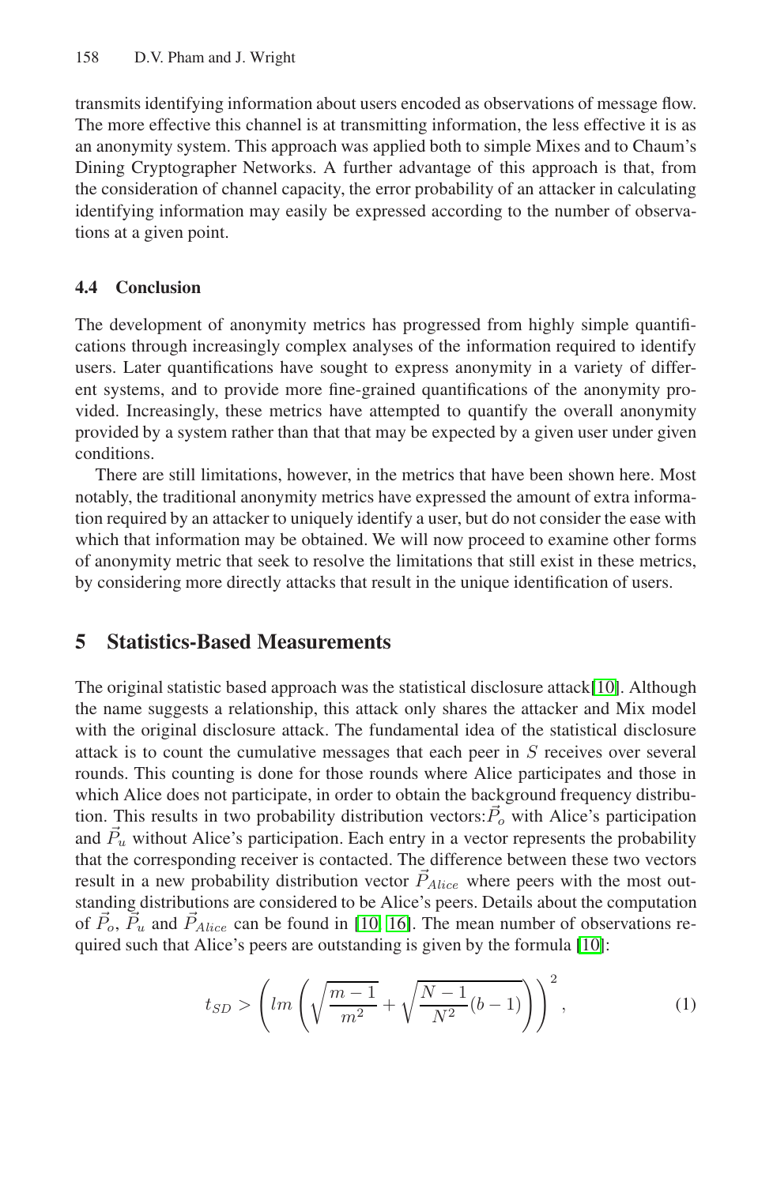transmits identifying information about users encoded as observations of message flow. The more effective this channel is at transmitting information, the less effective it is as an anonymity system. This approach was applied both to simple Mixes and to Chaum's Dining Cryptographer Networks. A further advantage of this approach is that, from the consideration of channel capacity, the error probability of an attacker in calculating identifying information may easily be expressed according to the number of observations at a given point.

### 4.4 Conclusion

The development of anonymity metrics has progressed from highly simple quantifications through increasingly complex analyses of the information required to identify users. Later quantifications have sought to express anonymity in a variety of different systems, and to provide more fine-grained quantifications of the anonymity provided. Increasingly, these metrics have attempted to quantify the overall anonymity provided by a system rather than that that may be expected by a given user under given conditions.

There are still limitations, however, in the metrics that have been shown here. Most notably, the traditional anonymity metrics have expressed the amount of extra information required by an attacker to uniquely identify a user, but do not consider the ease with which that information may be obtained. We will now proceed to examine other forms of anonymity metric that seek to resolve the limitations that still exist in these metrics, by considering more directly attacks that result in the unique identification of users.

## 5 Statistics-Based Measurements

The original statistic based approach was the statistical disclosure attack[10]. Although the name suggests a relationship, this attack only shares the attacker and Mix model with the original disclosure attack. The fundamental idea of the statistical disclosure attack is to count the cumulative messages that each peer in $S$ receives over several rounds. This counting is done for those rounds where Alice participates and those in which Alice does not participate, in order to obtain the background frequency distribution. This results in two probability distribution vectors:$\vec{P}_o$ with Alice's participation and $\vec{P}_u$ without Alice's participation. Each entry in a vector represents the probability that the corresponding receiver is contacted. The difference between these two vectors result in a new probability distribution vector $\vec{P}_{Alice}$ where peers with the most outstanding distributions are considered to be Alice's peers. Details about the computation of $\vec{P}_o$, $\vec{P}_u$ and $\vec{P}_{Alice}$ can be found in [10, 16]. The mean number of observations required such that Alice's peers are outstanding is given by the formula [10]:

$$t_{SD} > \left( lm \left( \sqrt{\frac{m-1}{m^2}} + \sqrt{\frac{N-1}{N^2}(b-1)} \right) \right)^2, \tag{1}$$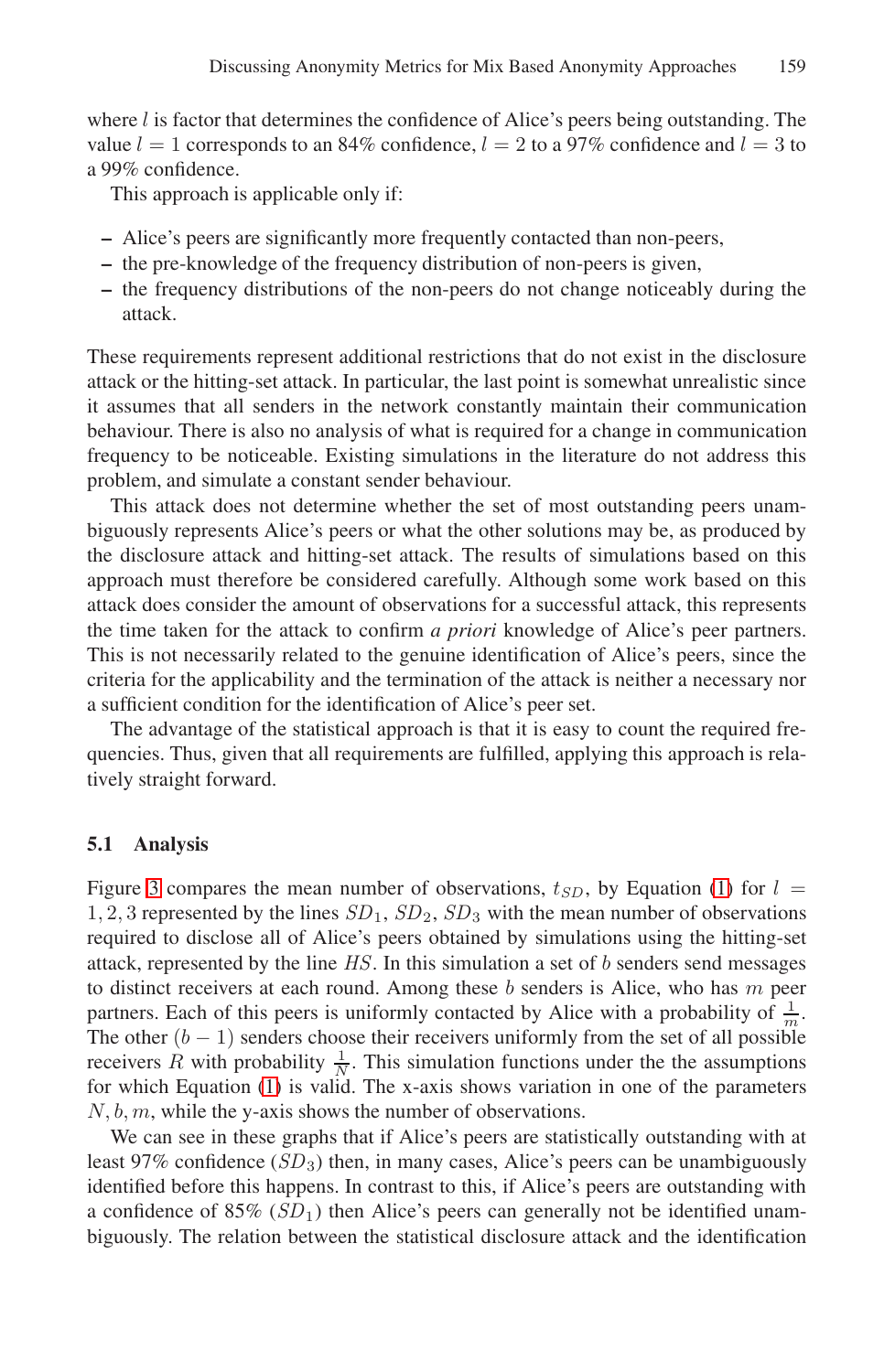where $l$ is factor that determines the confidence of Alice's peers being outstanding. The value $l = 1$ corresponds to an 84% confidence, $l = 2$ to a 97% confidence and $l = 3$ to a 99% confidence.

This approach is applicable only if:

- Alice's peers are significantly more frequently contacted than non-peers,
- the pre-knowledge of the frequency distribution of non-peers is given,
- the frequency distributions of the non-peers do not change noticeably during the attack.

These requirements represent additional restrictions that do not exist in the disclosure attack or the hitting-set attack. In particular, the last point is somewhat unrealistic since it assumes that all senders in the network constantly maintain their communication behaviour. There is also no analysis of what is required for a change in communication frequency to be noticeable. Existing simulations in the literature do not address this problem, and simulate a constant sender behaviour.

This attack does not determine whether the set of most outstanding peers unambiguously represents Alice's peers or what the other solutions may be, as produced by the disclosure attack and hitting-set attack. The results of simulations based on this approach must therefore be considered carefully. Although some work based on this attack does consider the amount of observations for a successful attack, this represents the time taken for the attack to confirm *a priori* knowledge of Alice's peer partners. This is not necessarily related to the genuine identification of Alice's peers, since the criteria for the applicability and the termination of the attack is neither a necessary nor a sufficient condition for the identification of Alice's peer set.

The advantage of the statistical approach is that it is easy to count the required frequencies. Thus, given that all requirements are fulfilled, applying this approach is relatively straight forward.

### 5.1 Analysis

Figure 3 compares the mean number of observations, $t_{SD}$, by Equation (1) for $l = 1, 2, 3$ represented by the lines $SD_1$, $SD_2$, $SD_3$ with the mean number of observations required to disclose all of Alice's peers obtained by simulations using the hitting-set attack, represented by the line $HS$. In this simulation a set of $b$ senders send messages to distinct receivers at each round. Among these $b$ senders is Alice, who has $m$ peer partners. Each of this peers is uniformly contacted by Alice with a probability of $\frac{1}{m}$. The other $(b-1)$ senders choose their receivers uniformly from the set of all possible receivers $R$ with probability $\frac{1}{N}$. This simulation functions under the the assumptions for which Equation (1) is valid. The x-axis shows variation in one of the parameters $N, b, m$, while the y-axis shows the number of observations.

We can see in these graphs that if Alice's peers are statistically outstanding with at least 97% confidence ($SD_3$) then, in many cases, Alice's peers can be unambiguously identified before this happens. In contrast to this, if Alice's peers are outstanding with a confidence of 85% ($SD_1$) then Alice's peers can generally not be identified unambiguously. The relation between the statistical disclosure attack and the identification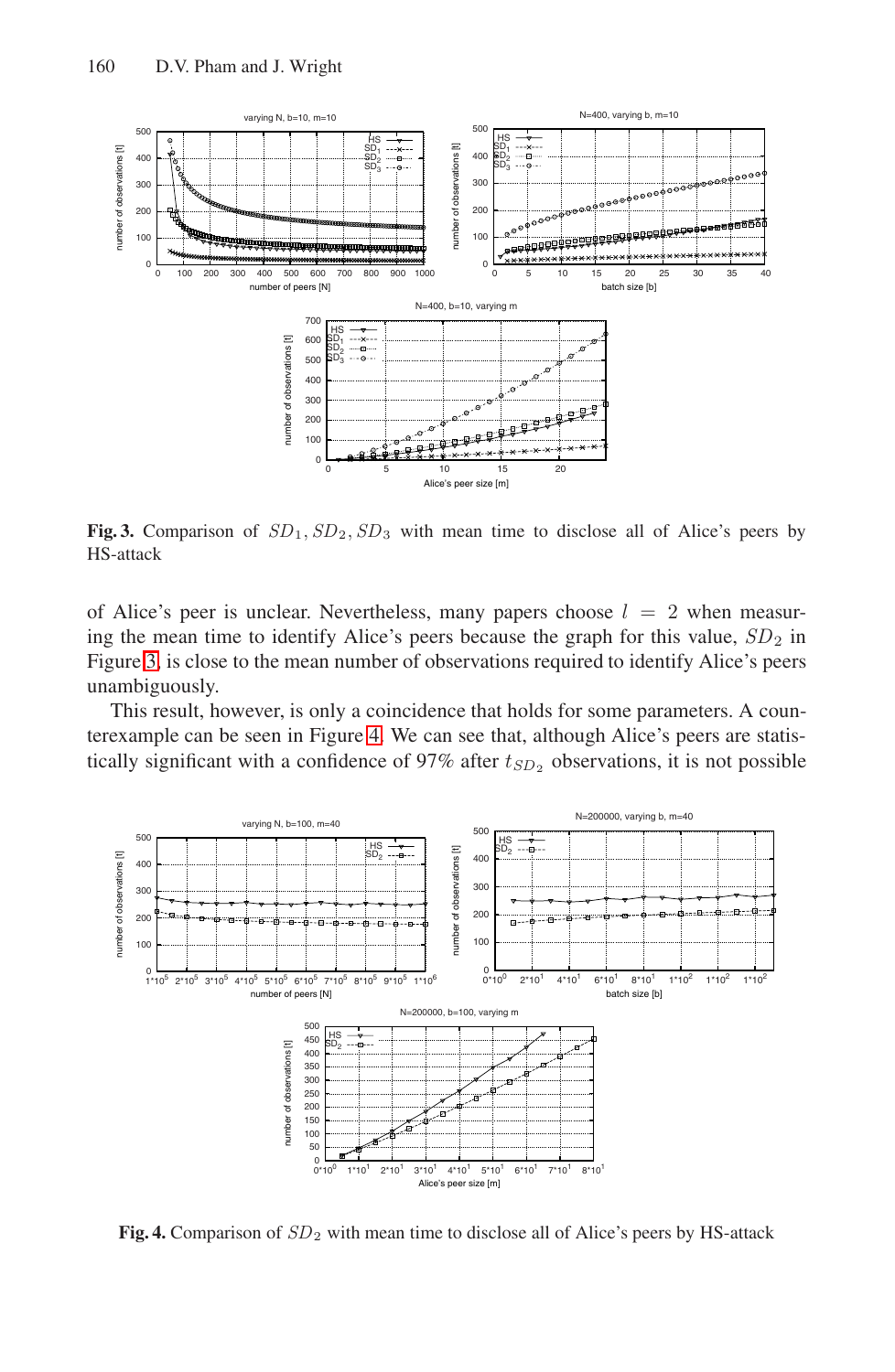**Fig. 3.** Comparison of $SD_1, SD_2, SD_3$ with mean time to disclose all of Alice's peers by HS-attack

of Alice's peer is unclear. Nevertheless, many papers choose $l = 2$ when measuring the mean time to identify Alice's peers because the graph for this value, $SD_2$ in Figure 3, is close to the mean number of observations required to identify Alice's peers unambiguously.

This result, however, is only a coincidence that holds for some parameters. A counterexample can be seen in Figure 4. We can see that, although Alice's peers are statistically significant with a confidence of 97% after $t_{SD_2}$ observations, it is not possible

**Fig. 4.** Comparison of $SD_2$ with mean time to disclose all of Alice's peers by HS-attack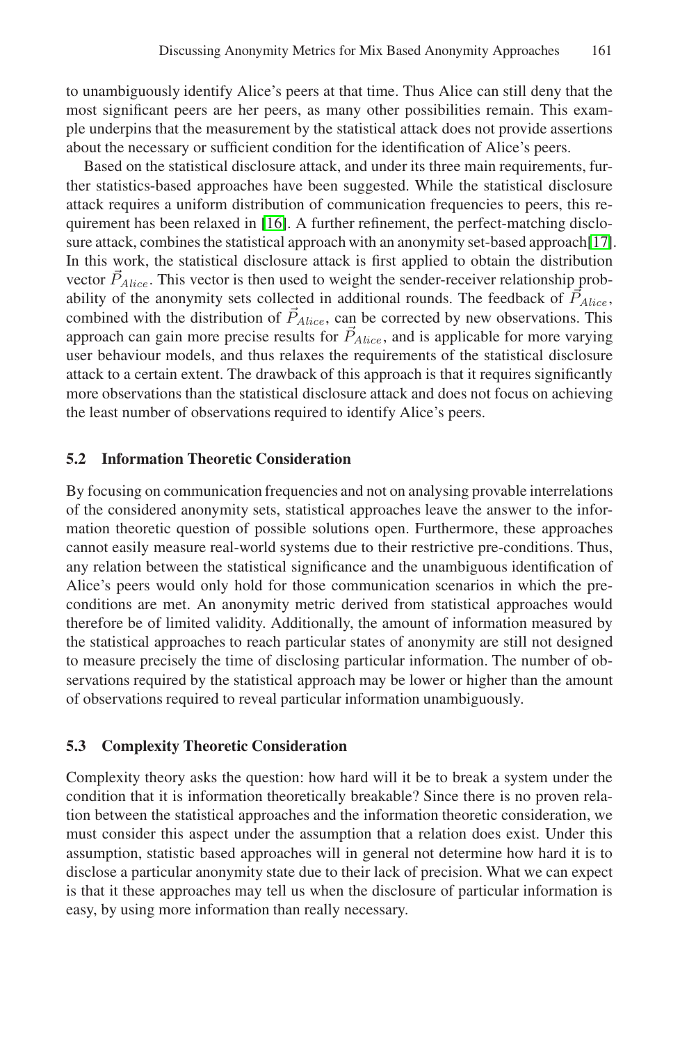to unambiguously identify Alice's peers at that time. Thus Alice can still deny that the most significant peers are her peers, as many other possibilities remain. This example underpins that the measurement by the statistical attack does not provide assertions about the necessary or sufficient condition for the identification of Alice's peers.

Based on the statistical disclosure attack, and under its three main requirements, further statistics-based approaches have been suggested. While the statistical disclosure attack requires a uniform distribution of communication frequencies to peers, this requirement has been relaxed in [16]. A further refinement, the perfect-matching disclosure attack, combines the statistical approach with an anonymity set-based approach[17]. In this work, the statistical disclosure attack is first applied to obtain the distribution vector $\vec{P}_{Alice}$. This vector is then used to weight the sender-receiver relationship probability of the anonymity sets collected in additional rounds. The feedback of $\vec{P}_{Alice}$, combined with the distribution of $\vec{P}_{Alice}$, can be corrected by new observations. This approach can gain more precise results for $\vec{P}_{Alice}$, and is applicable for more varying user behaviour models, and thus relaxes the requirements of the statistical disclosure attack to a certain extent. The drawback of this approach is that it requires significantly more observations than the statistical disclosure attack and does not focus on achieving the least number of observations required to identify Alice's peers.

### 5.2 Information Theoretic Consideration

By focusing on communication frequencies and not on analysing provable interrelations of the considered anonymity sets, statistical approaches leave the answer to the information theoretic question of possible solutions open. Furthermore, these approaches cannot easily measure real-world systems due to their restrictive pre-conditions. Thus, any relation between the statistical significance and the unambiguous identification of Alice's peers would only hold for those communication scenarios in which the pre-conditions are met. An anonymity metric derived from statistical approaches would therefore be of limited validity. Additionally, the amount of information measured by the statistical approaches to reach particular states of anonymity are still not designed to measure precisely the time of disclosing particular information. The number of observations required by the statistical approach may be lower or higher than the amount of observations required to reveal particular information unambiguously.

### 5.3 Complexity Theoretic Consideration

Complexity theory asks the question: how hard will it be to break a system under the condition that it is information theoretically breakable? Since there is no proven relation between the statistical approaches and the information theoretic consideration, we must consider this aspect under the assumption that a relation does exist. Under this assumption, statistic based approaches will in general not determine how hard it is to disclose a particular anonymity state due to their lack of precision. What we can expect is that it these approaches may tell us when the disclosure of particular information is easy, by using more information than really necessary.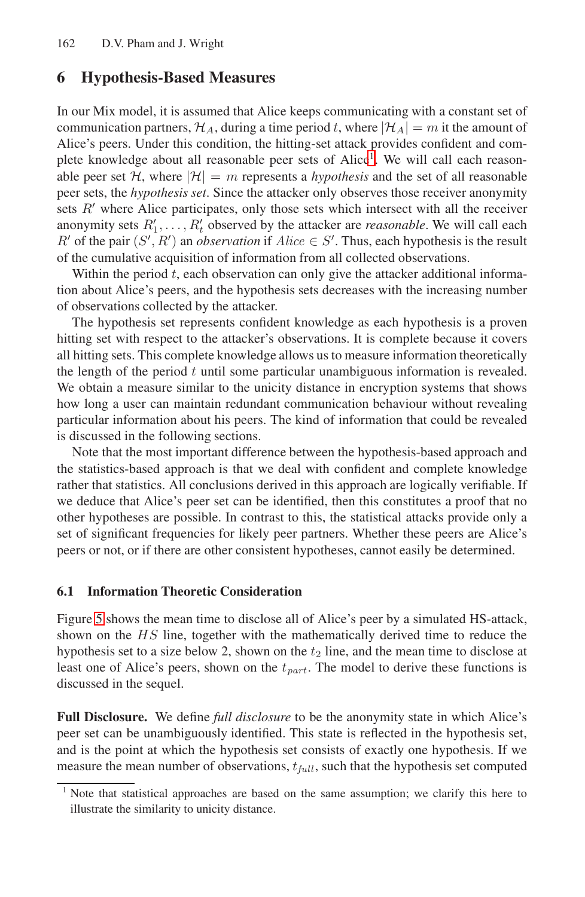## 6 Hypothesis-Based Measures

In our Mix model, it is assumed that Alice keeps communicating with a constant set of communication partners, $\mathcal{H}_A$, during a time period $t$, where $|\mathcal{H}_A| = m$ it the amount of Alice's peers. Under this condition, the hitting-set attack provides confident and complete knowledge about all reasonable peer sets of Alice[1]. We will call each reasonable peer set $\mathcal{H}$, where $|\mathcal{H}| = m$ represents a *hypothesis* and the set of all reasonable peer sets, the *hypothesis set*. Since the attacker only observes those receiver anonymity sets $R'$ where Alice participates, only those sets which intersect with all the receiver anonymity sets $R'_1, \ldots, R'_t$ observed by the attacker are *reasonable*. We will call each $R'$ of the pair $(S', R')$ an *observation* if $Alice \in S'$. Thus, each hypothesis is the result of the cumulative acquisition of information from all collected observations.

Within the period $t$, each observation can only give the attacker additional information about Alice's peers, and the hypothesis sets decreases with the increasing number of observations collected by the attacker.

The hypothesis set represents confident knowledge as each hypothesis is a proven hitting set with respect to the attacker's observations. It is complete because it covers all hitting sets. This complete knowledge allows us to measure information theoretically the length of the period $t$ until some particular unambiguous information is revealed. We obtain a measure similar to the unicity distance in encryption systems that shows how long a user can maintain redundant communication behaviour without revealing particular information about his peers. The kind of information that could be revealed is discussed in the following sections.

Note that the most important difference between the hypothesis-based approach and the statistics-based approach is that we deal with confident and complete knowledge rather that statistics. All conclusions derived in this approach are logically verifiable. If we deduce that Alice's peer set can be identified, then this constitutes a proof that no other hypotheses are possible. In contrast to this, the statistical attacks provide only a set of significant frequencies for likely peer partners. Whether these peers are Alice's peers or not, or if there are other consistent hypotheses, cannot easily be determined.

### 6.1 Information Theoretic Consideration

Figure 5 shows the mean time to disclose all of Alice's peer by a simulated HS-attack, shown on the $HS$ line, together with the mathematically derived time to reduce the hypothesis set to a size below 2, shown on the $t_2$ line, and the mean time to disclose at least one of Alice's peers, shown on the $t_{part}$. The model to derive these functions is discussed in the sequel.

**Full Disclosure.** We define *full disclosure* to be the anonymity state in which Alice's peer set can be unambiguously identified. This state is reflected in the hypothesis set, and is the point at which the hypothesis set consists of exactly one hypothesis. If we measure the mean number of observations, $t_{full}$, such that the hypothesis set computed

[1] Note that statistical approaches are based on the same assumption; we clarify this here to illustrate the similarity to unicity distance.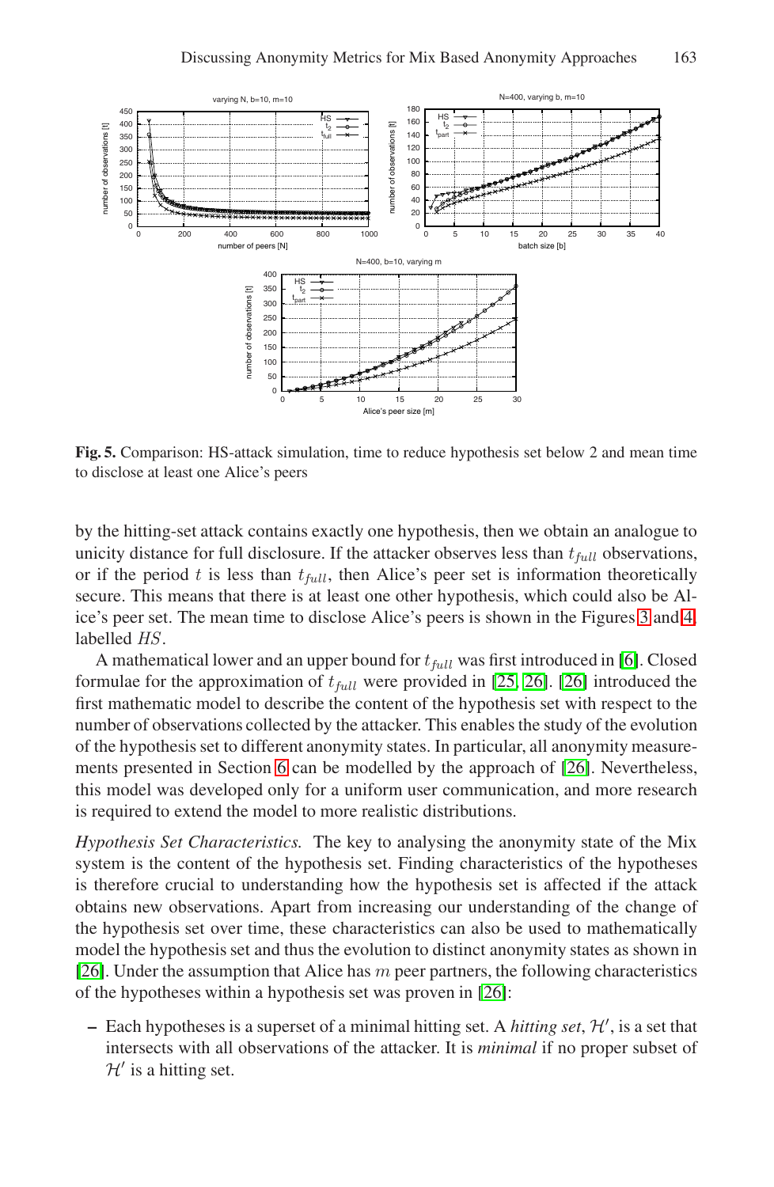**Fig. 5.** Comparison: HS-attack simulation, time to reduce hypothesis set below 2 and mean time to disclose at least one Alice's peers

by the hitting-set attack contains exactly one hypothesis, then we obtain an analogue to unicity distance for full disclosure. If the attacker observes less than $t_{full}$ observations, or if the period $t$ is less than $t_{full}$, then Alice's peer set is information theoretically secure. This means that there is at least one other hypothesis, which could also be Alice's peer set. The mean time to disclose Alice's peers is shown in the Figures 3 and 4, labelled $HS$.

A mathematical lower and an upper bound for $t_{full}$ was first introduced in [6]. Closed formulae for the approximation of $t_{full}$ were provided in [25, 26]. [26] introduced the first mathematic model to describe the content of the hypothesis set with respect to the number of observations collected by the attacker. This enables the study of the evolution of the hypothesis set to different anonymity states. In particular, all anonymity measurements presented in Section 6 can be modelled by the approach of [26]. Nevertheless, this model was developed only for a uniform user communication, and more research is required to extend the model to more realistic distributions.

*Hypothesis Set Characteristics.* The key to analysing the anonymity state of the Mix system is the content of the hypothesis set. Finding characteristics of the hypotheses is therefore crucial to understanding how the hypothesis set is affected if the attack obtains new observations. Apart from increasing our understanding of the change of the hypothesis set over time, these characteristics can also be used to mathematically model the hypothesis set and thus the evolution to distinct anonymity states as shown in [26]. Under the assumption that Alice has $m$ peer partners, the following characteristics of the hypotheses within a hypothesis set was proven in [26]:

– Each hypotheses is a superset of a minimal hitting set. A *hitting set*, $\mathcal{H}'$, is a set that intersects with all observations of the attacker. It is *minimal* if no proper subset of $\mathcal{H}'$ is a hitting set.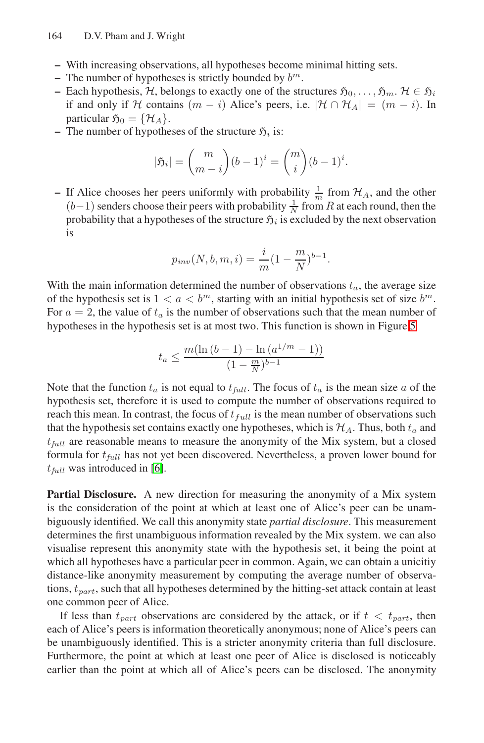- With increasing observations, all hypotheses become minimal hitting sets.
- The number of hypotheses is strictly bounded by $b^m$.
- Each hypothesis, $\mathcal{H}$, belongs to exactly one of the structures $\mathfrak{H}_0, \ldots, \mathfrak{H}_m$. $\mathcal{H} \in \mathfrak{H}_i$ if and only if $\mathcal{H}$ contains $(m-i)$ Alice's peers, i.e. $|\mathcal{H} \cap \mathcal{H}_A| = (m-i)$. In particular $\mathfrak{H}_0 = \{\mathcal{H}_A\}$.
- The number of hypotheses of the structure $\mathfrak{H}_i$ is:

$$|\mathfrak{H}_i| = \binom{m}{m-i}(b-1)^i = \binom{m}{i}(b-1)^i.$$

- If Alice chooses her peers uniformly with probability $\frac{1}{m}$ from $\mathcal{H}_A$, and the other $(b-1)$ senders choose their peers with probability $\frac{1}{N}$ from $R$ at each round, then the probability that a hypotheses of the structure $\mathfrak{H}_i$ is excluded by the next observation is

$$p_{inv}(N, b, m, i) = \frac{i}{m}(1 - \frac{m}{N})^{b-1}.$$

With the main information determined the number of observations $t_a$, the average size of the hypothesis set is $1 < a < b^m$, starting with an initial hypothesis set of size $b^m$. For $a = 2$, the value of $t_a$ is the number of observations such that the mean number of hypotheses in the hypothesis set is at most two. This function is shown in Figure 5

$$t_a \leq \frac{m(\ln(b-1) - \ln(a^{1/m} - 1))}{(1 - \frac{m}{N})^{b-1}}$$

Note that the function $t_a$ is not equal to $t_{full}$. The focus of $t_a$ is the mean size $a$ of the hypothesis set, therefore it is used to compute the number of observations required to reach this mean. In contrast, the focus of $t_{full}$ is the mean number of observations such that the hypothesis set contains exactly one hypotheses, which is $\mathcal{H}_A$. Thus, both $t_a$ and $t_{full}$ are reasonable means to measure the anonymity of the Mix system, but a closed formula for $t_{full}$ has not yet been discovered. Nevertheless, a proven lower bound for $t_{full}$ was introduced in [6].

**Partial Disclosure.** A new direction for measuring the anonymity of a Mix system is the consideration of the point at which at least one of Alice's peer can be unambiguously identified. We call this anonymity state *partial disclosure*. This measurement determines the first unambiguous information revealed by the Mix system. we can also visualise represent this anonymity state with the hypothesis set, it being the point at which all hypotheses have a particular peer in common. Again, we can obtain a unicitiy distance-like anonymity measurement by computing the average number of observations, $t_{part}$, such that all hypotheses determined by the hitting-set attack contain at least one common peer of Alice.

If less than $t_{part}$ observations are considered by the attack, or if $t < t_{part}$, then each of Alice's peers is information theoretically anonymous; none of Alice's peers can be unambiguously identified. This is a stricter anonymity criteria than full disclosure. Furthermore, the point at which at least one peer of Alice is disclosed is noticeably earlier than the point at which all of Alice's peers can be disclosed. The anonymity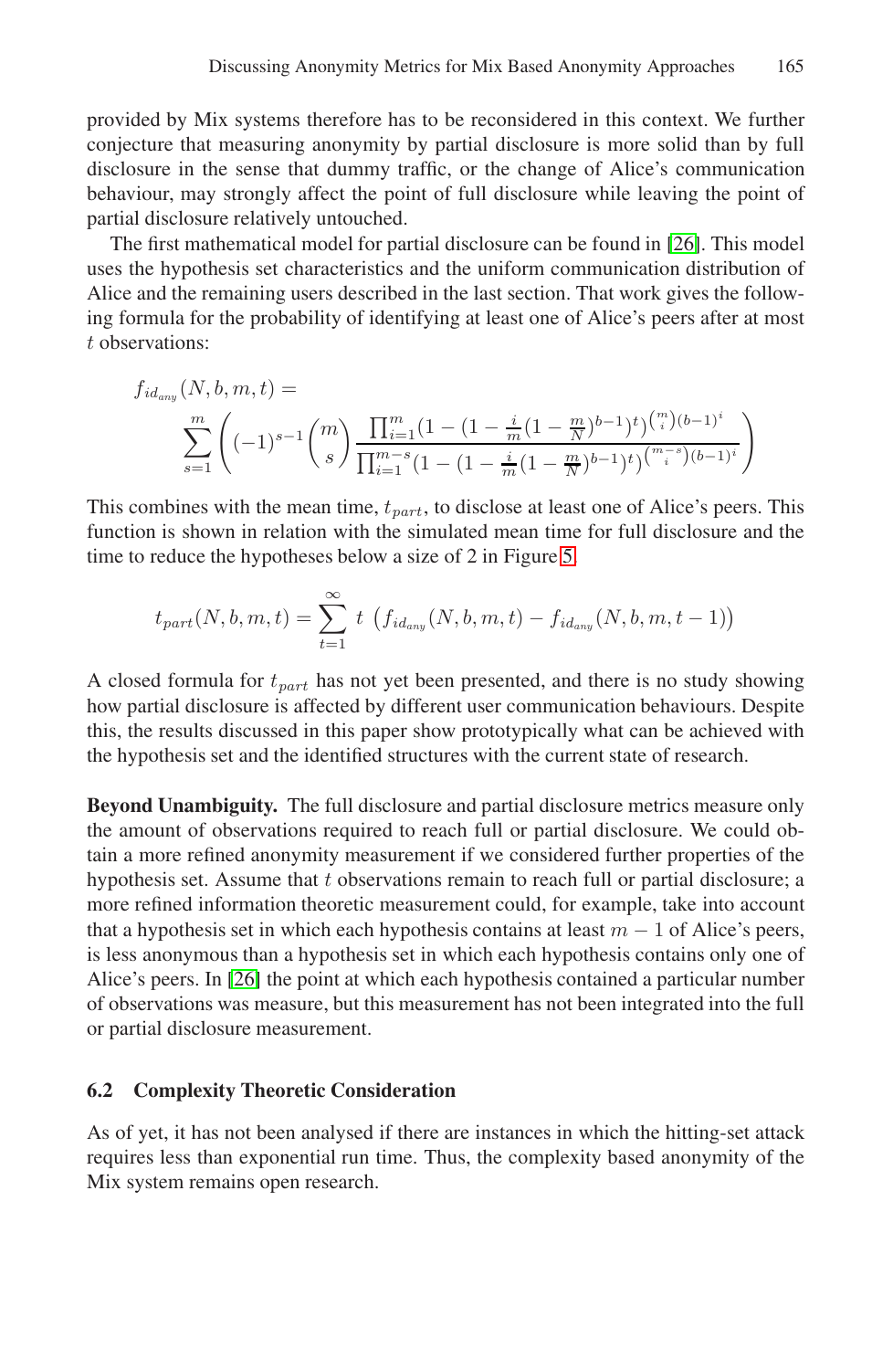provided by Mix systems therefore has to be reconsidered in this context. We further conjecture that measuring anonymity by partial disclosure is more solid than by full disclosure in the sense that dummy traffic, or the change of Alice's communication behaviour, may strongly affect the point of full disclosure while leaving the point of partial disclosure relatively untouched.

The first mathematical model for partial disclosure can be found in [26]. This model uses the hypothesis set characteristics and the uniform communication distribution of Alice and the remaining users described in the last section. That work gives the following formula for the probability of identifying at least one of Alice's peers after at most $t$ observations:

$$f_{id_{any}}(N,b,m,t) = \sum_{s=1}^{m}\left((-1)^{s-1}\binom{m}{s}\frac{\prod_{i=1}^{m}(1-(1-\frac{i}{m}(1-\frac{m}{N})^{b-1})^{t})^{\binom{m}{i}(b-1)^{i}}}{\prod_{i=1}^{m-s}(1-(1-\frac{i}{m}(1-\frac{m}{N})^{b-1})^{t})^{\binom{m-s}{i}(b-1)^{i}}}\right)$$

This combines with the mean time, $t_{part}$, to disclose at least one of Alice's peers. This function is shown in relation with the simulated mean time for full disclosure and the time to reduce the hypotheses below a size of 2 in Figure 5.

$$t_{part}(N,b,m,t) = \sum_{t=1}^{\infty} t\ \left(f_{id_{any}}(N,b,m,t) - f_{id_{any}}(N,b,m,t-1)\right)$$

A closed formula for $t_{part}$ has not yet been presented, and there is no study showing how partial disclosure is affected by different user communication behaviours. Despite this, the results discussed in this paper show prototypically what can be achieved with the hypothesis set and the identified structures with the current state of research.

**Beyond Unambiguity.** The full disclosure and partial disclosure metrics measure only the amount of observations required to reach full or partial disclosure. We could obtain a more refined anonymity measurement if we considered further properties of the hypothesis set. Assume that $t$ observations remain to reach full or partial disclosure; a more refined information theoretic measurement could, for example, take into account that a hypothesis set in which each hypothesis contains at least $m-1$ of Alice's peers, is less anonymous than a hypothesis set in which each hypothesis contains only one of Alice's peers. In [26] the point at which each hypothesis contained a particular number of observations was measure, but this measurement has not been integrated into the full or partial disclosure measurement.

### 6.2 Complexity Theoretic Consideration

As of yet, it has not been analysed if there are instances in which the hitting-set attack requires less than exponential run time. Thus, the complexity based anonymity of the Mix system remains open research.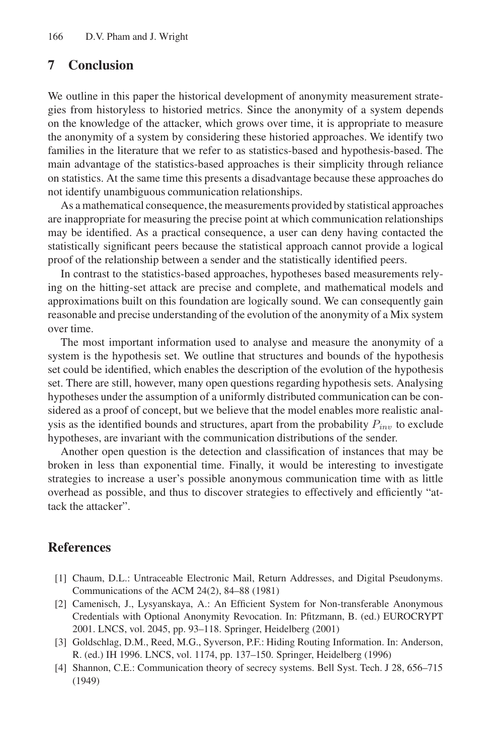## 7 Conclusion

We outline in this paper the historical development of anonymity measurement strategies from historyless to historied metrics. Since the anonymity of a system depends on the knowledge of the attacker, which grows over time, it is appropriate to measure the anonymity of a system by considering these historied approaches. We identify two families in the literature that we refer to as statistics-based and hypothesis-based. The main advantage of the statistics-based approaches is their simplicity through reliance on statistics. At the same time this presents a disadvantage because these approaches do not identify unambiguous communication relationships.

As a mathematical consequence, the measurements provided by statistical approaches are inappropriate for measuring the precise point at which communication relationships may be identified. As a practical consequence, a user can deny having contacted the statistically significant peers because the statistical approach cannot provide a logical proof of the relationship between a sender and the statistically identified peers.

In contrast to the statistics-based approaches, hypotheses based measurements relying on the hitting-set attack are precise and complete, and mathematical models and approximations built on this foundation are logically sound. We can consequently gain reasonable and precise understanding of the evolution of the anonymity of a Mix system over time.

The most important information used to analyse and measure the anonymity of a system is the hypothesis set. We outline that structures and bounds of the hypothesis set could be identified, which enables the description of the evolution of the hypothesis set. There are still, however, many open questions regarding hypothesis sets. Analysing hypotheses under the assumption of a uniformly distributed communication can be considered as a proof of concept, but we believe that the model enables more realistic analysis as the identified bounds and structures, apart from the probability $P_{inv}$ to exclude hypotheses, are invariant with the communication distributions of the sender.

Another open question is the detection and classification of instances that may be broken in less than exponential time. Finally, it would be interesting to investigate strategies to increase a user's possible anonymous communication time with as little overhead as possible, and thus to discover strategies to effectively and efficiently "attack the attacker".

## References

[1] Chaum, D.L.: Untraceable Electronic Mail, Return Addresses, and Digital Pseudonyms. Communications of the ACM 24(2), 84–88 (1981)

[2] Camenisch, J., Lysyanskaya, A.: An Efficient System for Non-transferable Anonymous Credentials with Optional Anonymity Revocation. In: Pfitzmann, B. (ed.) EUROCRYPT 2001. LNCS, vol. 2045, pp. 93–118. Springer, Heidelberg (2001)

[3] Goldschlag, D.M., Reed, M.G., Syverson, P.F.: Hiding Routing Information. In: Anderson, R. (ed.) IH 1996. LNCS, vol. 1174, pp. 137–150. Springer, Heidelberg (1996)

[4] Shannon, C.E.: Communication theory of secrecy systems. Bell Syst. Tech. J 28, 656–715 (1949)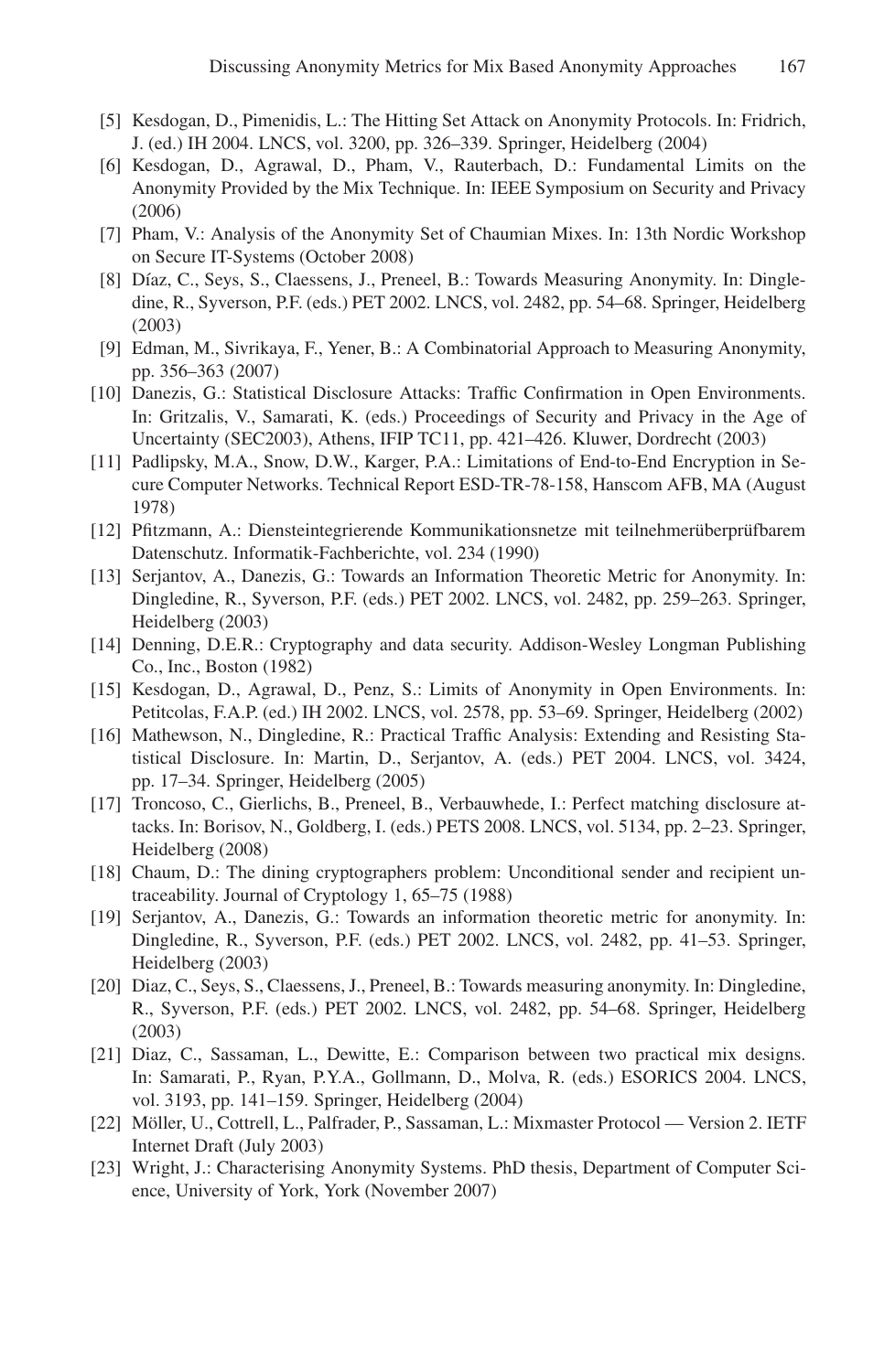[5] Kesdogan, D., Pimenidis, L.: The Hitting Set Attack on Anonymity Protocols. In: Fridrich, J. (ed.) IH 2004. LNCS, vol. 3200, pp. 326–339. Springer, Heidelberg (2004)

[6] Kesdogan, D., Agrawal, D., Pham, V., Rauterbach, D.: Fundamental Limits on the Anonymity Provided by the Mix Technique. In: IEEE Symposium on Security and Privacy (2006)

[7] Pham, V.: Analysis of the Anonymity Set of Chaumian Mixes. In: 13th Nordic Workshop on Secure IT-Systems (October 2008)

[8] Díaz, C., Seys, S., Claessens, J., Preneel, B.: Towards Measuring Anonymity. In: Dingledine, R., Syverson, P.F. (eds.) PET 2002. LNCS, vol. 2482, pp. 54–68. Springer, Heidelberg (2003)

[9] Edman, M., Sivrikaya, F., Yener, B.: A Combinatorial Approach to Measuring Anonymity, pp. 356–363 (2007)

[10] Danezis, G.: Statistical Disclosure Attacks: Traffic Confirmation in Open Environments. In: Gritzalis, V., Samarati, K. (eds.) Proceedings of Security and Privacy in the Age of Uncertainty (SEC2003), Athens, IFIP TC11, pp. 421–426. Kluwer, Dordrecht (2003)

[11] Padlipsky, M.A., Snow, D.W., Karger, P.A.: Limitations of End-to-End Encryption in Secure Computer Networks. Technical Report ESD-TR-78-158, Hanscom AFB, MA (August 1978)

[12] Pfitzmann, A.: Diensteintegrierende Kommunikationsnetze mit teilnehmerüberprüfbarem Datenschutz. Informatik-Fachberichte, vol. 234 (1990)

[13] Serjantov, A., Danezis, G.: Towards an Information Theoretic Metric for Anonymity. In: Dingledine, R., Syverson, P.F. (eds.) PET 2002. LNCS, vol. 2482, pp. 259–263. Springer, Heidelberg (2003)

[14] Denning, D.E.R.: Cryptography and data security. Addison-Wesley Longman Publishing Co., Inc., Boston (1982)

[15] Kesdogan, D., Agrawal, D., Penz, S.: Limits of Anonymity in Open Environments. In: Petitcolas, F.A.P. (ed.) IH 2002. LNCS, vol. 2578, pp. 53–69. Springer, Heidelberg (2002)

[16] Mathewson, N., Dingledine, R.: Practical Traffic Analysis: Extending and Resisting Statistical Disclosure. In: Martin, D., Serjantov, A. (eds.) PET 2004. LNCS, vol. 3424, pp. 17–34. Springer, Heidelberg (2005)

[17] Troncoso, C., Gierlichs, B., Preneel, B., Verbauwhede, I.: Perfect matching disclosure attacks. In: Borisov, N., Goldberg, I. (eds.) PETS 2008. LNCS, vol. 5134, pp. 2–23. Springer, Heidelberg (2008)

[18] Chaum, D.: The dining cryptographers problem: Unconditional sender and recipient untraceability. Journal of Cryptology 1, 65–75 (1988)

[19] Serjantov, A., Danezis, G.: Towards an information theoretic metric for anonymity. In: Dingledine, R., Syverson, P.F. (eds.) PET 2002. LNCS, vol. 2482, pp. 41–53. Springer, Heidelberg (2003)

[20] Diaz, C., Seys, S., Claessens, J., Preneel, B.: Towards measuring anonymity. In: Dingledine, R., Syverson, P.F. (eds.) PET 2002. LNCS, vol. 2482, pp. 54–68. Springer, Heidelberg (2003)

[21] Diaz, C., Sassaman, L., Dewitte, E.: Comparison between two practical mix designs. In: Samarati, P., Ryan, P.Y.A., Gollmann, D., Molva, R. (eds.) ESORICS 2004. LNCS, vol. 3193, pp. 141–159. Springer, Heidelberg (2004)

[22] Möller, U., Cottrell, L., Palfrader, P., Sassaman, L.: Mixmaster Protocol — Version 2. IETF Internet Draft (July 2003)

[23] Wright, J.: Characterising Anonymity Systems. PhD thesis, Department of Computer Science, University of York, York (November 2007)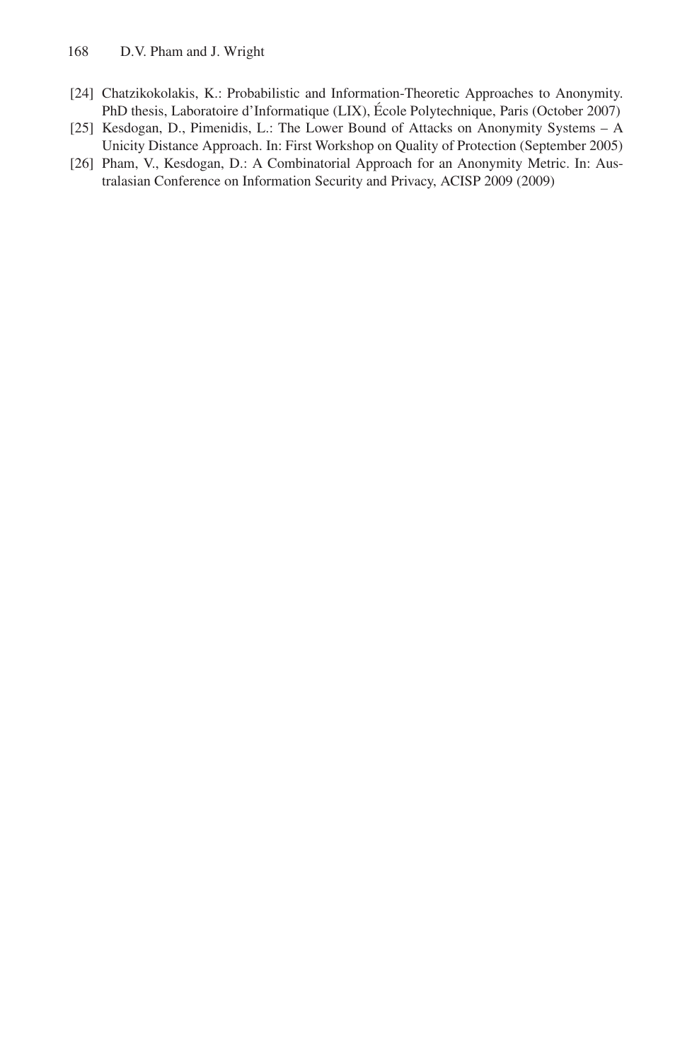[24] Chatzikokolakis, K.: Probabilistic and Information-Theoretic Approaches to Anonymity. PhD thesis, Laboratoire d'Informatique (LIX), École Polytechnique, Paris (October 2007)

[25] Kesdogan, D., Pimenidis, L.: The Lower Bound of Attacks on Anonymity Systems – A Unicity Distance Approach. In: First Workshop on Quality of Protection (September 2005)

[26] Pham, V., Kesdogan, D.: A Combinatorial Approach for an Anonymity Metric. In: Australasian Conference on Information Security and Privacy, ACISP 2009 (2009)